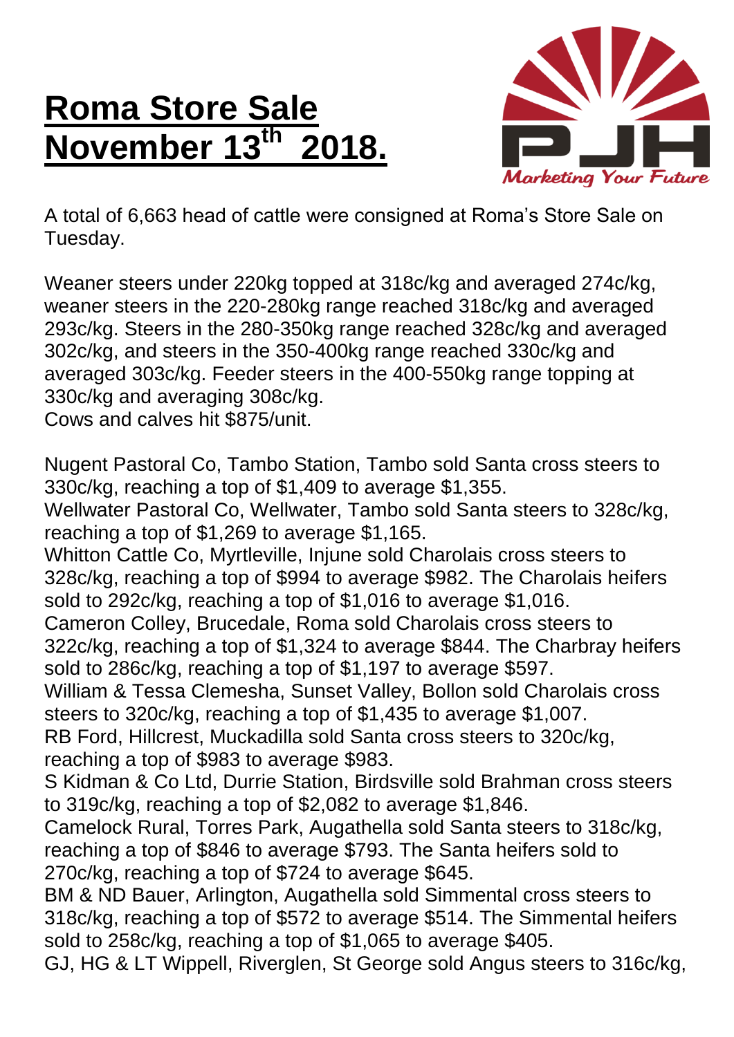# Roma Store Sale November 13th 2018.

Marketing Your Future

A total of 6,663 head of cattle were consigned at Roma's Store Sale on Tuesday.

Weaner steers under 220kg topped at 318c/kg and averaged 274c/kg, weaner steers in the 220-280kg range reached 318c/kg and averaged 293c/kg. Steers in the 280-350kg range reached 328c/kg and averaged 302c/kg, and steers in the 350-400kg range reached 330c/kg and averaged 303c/kg. Feeder steers in the 400-550kg range topping at 330c/kg and averaging 308c/kg.
Cows and calves hit $875/unit.

Nugent Pastoral Co, Tambo Station, Tambo sold Santa cross steers to 330c/kg, reaching a top of $1,409 to average $1,355.
Wellwater Pastoral Co, Wellwater, Tambo sold Santa steers to 328c/kg, reaching a top of $1,269 to average $1,165.
Whitton Cattle Co, Myrtleville, Injune sold Charolais cross steers to 328c/kg, reaching a top of $994 to average $982. The Charolais heifers sold to 292c/kg, reaching a top of $1,016 to average $1,016.
Cameron Colley, Brucedale, Roma sold Charolais cross steers to 322c/kg, reaching a top of $1,324 to average $844. The Charbray heifers sold to 286c/kg, reaching a top of $1,197 to average $597.
William & Tessa Clemesha, Sunset Valley, Bollon sold Charolais cross steers to 320c/kg, reaching a top of $1,435 to average $1,007.
RB Ford, Hillcrest, Muckadilla sold Santa cross steers to 320c/kg, reaching a top of $983 to average $983.
S Kidman & Co Ltd, Durrie Station, Birdsville sold Brahman cross steers to 319c/kg, reaching a top of $2,082 to average $1,846.
Camelock Rural, Torres Park, Augathella sold Santa steers to 318c/kg, reaching a top of $846 to average $793. The Santa heifers sold to 270c/kg, reaching a top of $724 to average $645.
BM & ND Bauer, Arlington, Augathella sold Simmental cross steers to 318c/kg, reaching a top of $572 to average $514. The Simmental heifers sold to 258c/kg, reaching a top of $1,065 to average $405.
GJ, HG & LT Wippell, Riverglen, St George sold Angus steers to 316c/kg,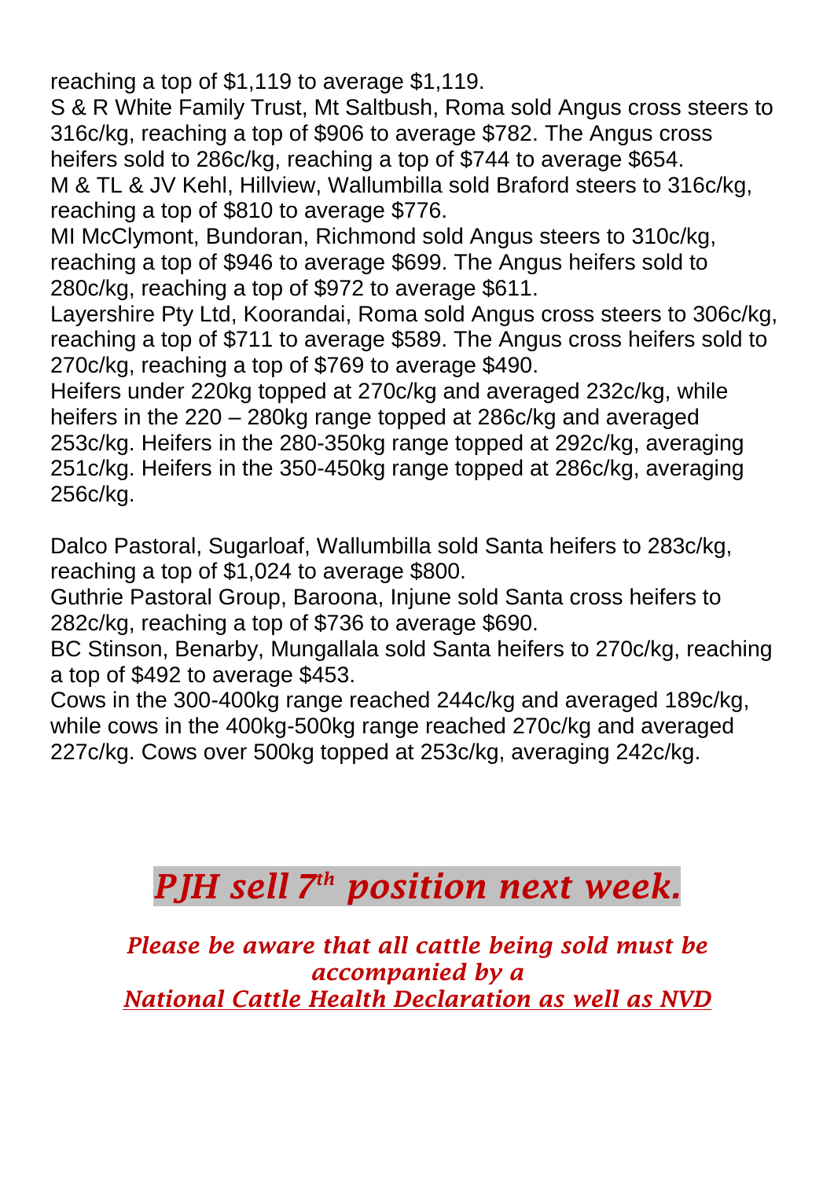reaching a top of $1,119 to average $1,119.
S & R White Family Trust, Mt Saltbush, Roma sold Angus cross steers to 316c/kg, reaching a top of $906 to average $782. The Angus cross heifers sold to 286c/kg, reaching a top of $744 to average $654.
M & TL & JV Kehl, Hillview, Wallumbilla sold Braford steers to 316c/kg, reaching a top of $810 to average $776.
MI McClymont, Bundoran, Richmond sold Angus steers to 310c/kg, reaching a top of $946 to average $699. The Angus heifers sold to 280c/kg, reaching a top of $972 to average $611.
Layershire Pty Ltd, Koorandai, Roma sold Angus cross steers to 306c/kg, reaching a top of $711 to average $589. The Angus cross heifers sold to 270c/kg, reaching a top of $769 to average $490.
Heifers under 220kg topped at 270c/kg and averaged 232c/kg, while heifers in the 220 – 280kg range topped at 286c/kg and averaged 253c/kg. Heifers in the 280-350kg range topped at 292c/kg, averaging 251c/kg. Heifers in the 350-450kg range topped at 286c/kg, averaging 256c/kg.

Dalco Pastoral, Sugarloaf, Wallumbilla sold Santa heifers to 283c/kg, reaching a top of $1,024 to average $800.
Guthrie Pastoral Group, Baroona, Injune sold Santa cross heifers to 282c/kg, reaching a top of $736 to average $690.
BC Stinson, Benarby, Mungallala sold Santa heifers to 270c/kg, reaching a top of $492 to average $453.
Cows in the 300-400kg range reached 244c/kg and averaged 189c/kg, while cows in the 400kg-500kg range reached 270c/kg and averaged 227c/kg. Cows over 500kg topped at 253c/kg, averaging 242c/kg.

## *PJH sell 7th position next week.*

***Please be aware that all cattle being sold must be accompanied by a National Cattle Health Declaration as well as NVD***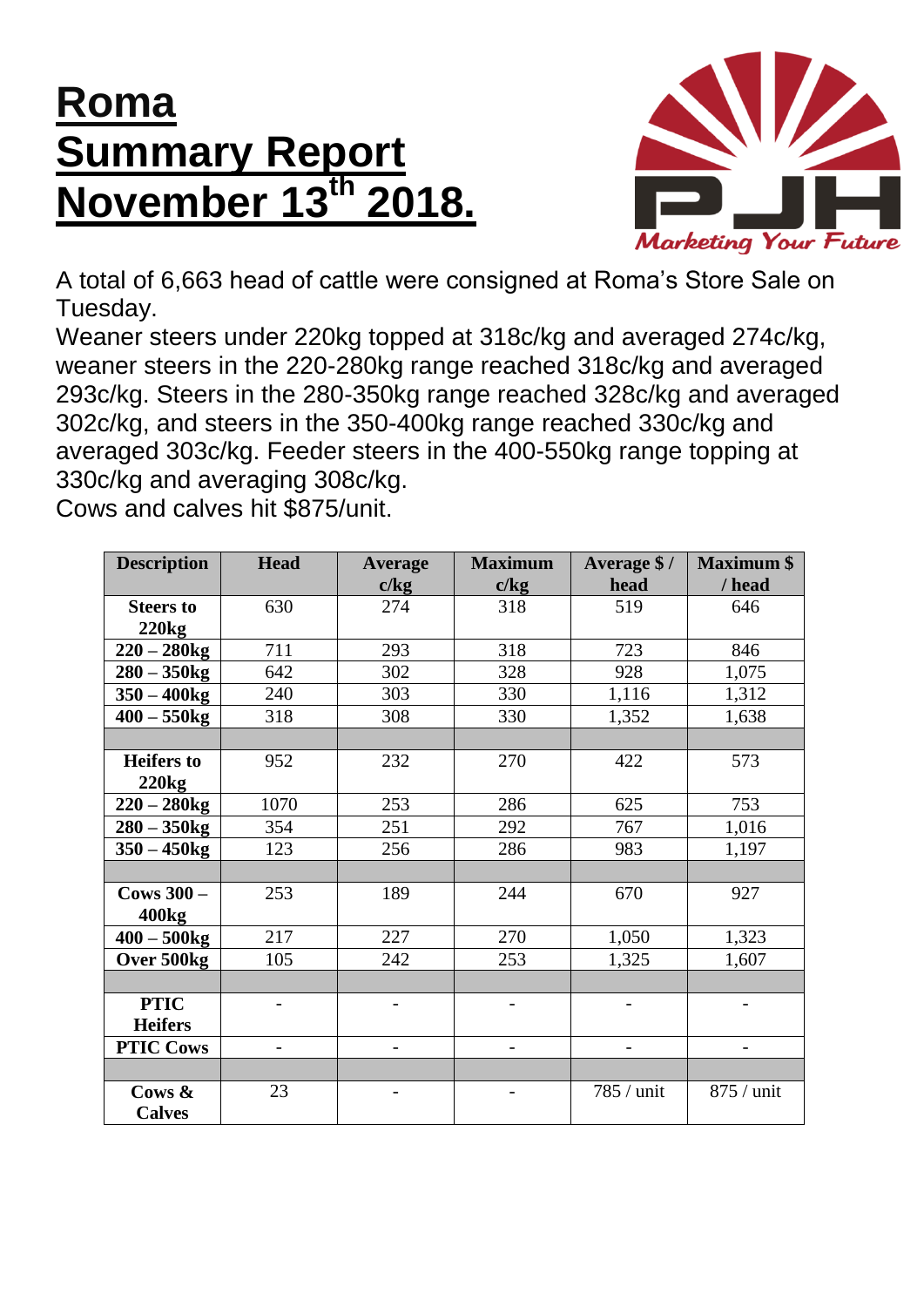# Roma Summary Report November 13th 2018.

PJH

*Marketing Your Future*

A total of 6,663 head of cattle were consigned at Roma's Store Sale on Tuesday.
Weaner steers under 220kg topped at 318c/kg and averaged 274c/kg, weaner steers in the 220-280kg range reached 318c/kg and averaged 293c/kg. Steers in the 280-350kg range reached 328c/kg and averaged 302c/kg, and steers in the 350-400kg range reached 330c/kg and averaged 303c/kg. Feeder steers in the 400-550kg range topping at 330c/kg and averaging 308c/kg.
Cows and calves hit $875/unit.

| Description | Head | Average c/kg | Maximum c/kg | Average $ / head | Maximum $ / head |
|---|---|---|---|---|---|
| **Steers to 220kg** | 630 | 274 | 318 | 519 | 646 |
| **220 – 280kg** | 711 | 293 | 318 | 723 | 846 |
| **280 – 350kg** | 642 | 302 | 328 | 928 | 1,075 |
| **350 – 400kg** | 240 | 303 | 330 | 1,116 | 1,312 |
| **400 – 550kg** | 318 | 308 | 330 | 1,352 | 1,638 |
| | | | | | |
| **Heifers to 220kg** | 952 | 232 | 270 | 422 | 573 |
| **220 – 280kg** | 1070 | 253 | 286 | 625 | 753 |
| **280 – 350kg** | 354 | 251 | 292 | 767 | 1,016 |
| **350 – 450kg** | 123 | 256 | 286 | 983 | 1,197 |
| | | | | | |
| **Cows 300 – 400kg** | 253 | 189 | 244 | 670 | 927 |
| **400 – 500kg** | 217 | 227 | 270 | 1,050 | 1,323 |
| **Over 500kg** | 105 | 242 | 253 | 1,325 | 1,607 |
| | | | | | |
| **PTIC Heifers** | - | - | - | - | - |
| **PTIC Cows** | - | - | - | - | - |
| | | | | | |
| **Cows & Calves** | 23 | - | - | 785 / unit | 875 / unit |